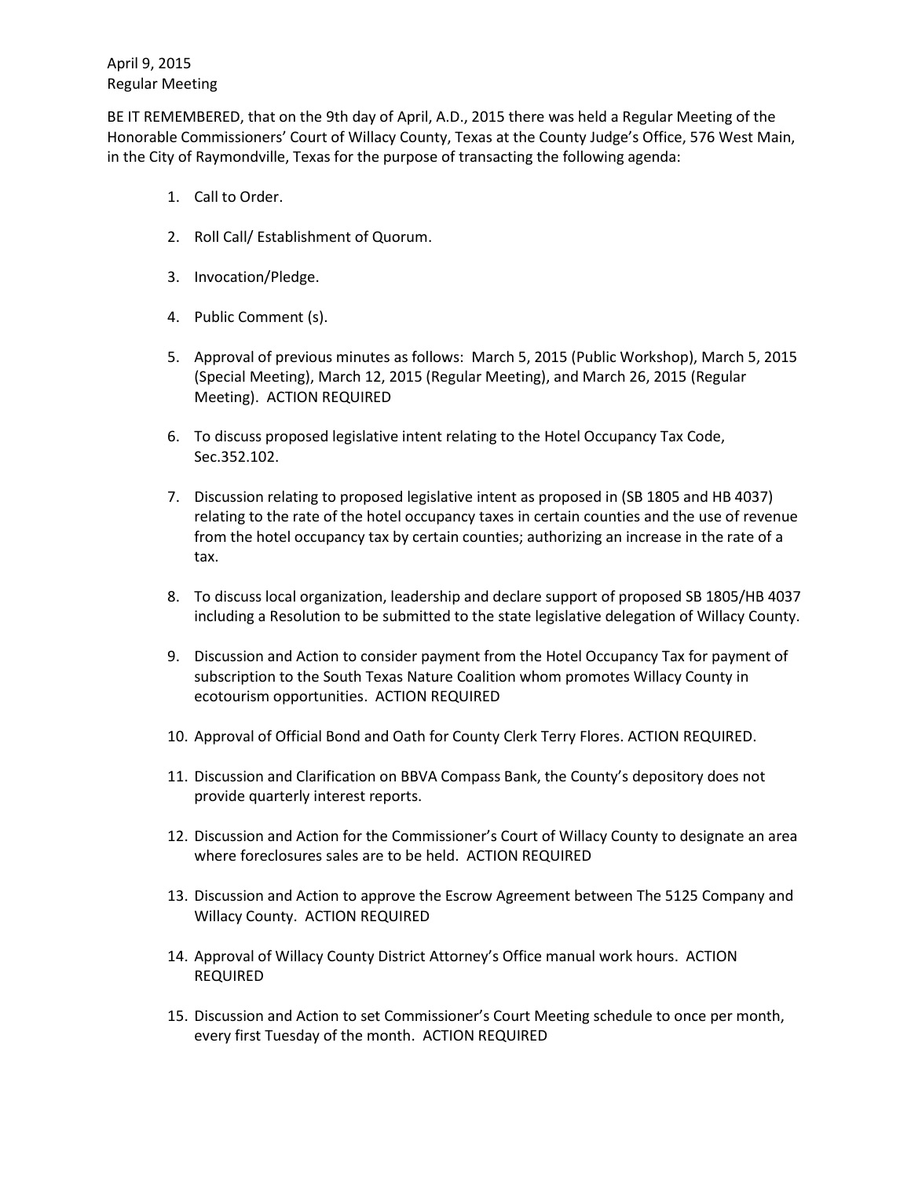April 9, 2015
Regular Meeting

BE IT REMEMBERED, that on the 9th day of April, A.D., 2015 there was held a Regular Meeting of the Honorable Commissioners' Court of Willacy County, Texas at the County Judge's Office, 576 West Main, in the City of Raymondville, Texas for the purpose of transacting the following agenda:

1. Call to Order.

2. Roll Call/ Establishment of Quorum.

3. Invocation/Pledge.

4. Public Comment (s).

5. Approval of previous minutes as follows: March 5, 2015 (Public Workshop), March 5, 2015 (Special Meeting), March 12, 2015 (Regular Meeting), and March 26, 2015 (Regular Meeting). ACTION REQUIRED

6. To discuss proposed legislative intent relating to the Hotel Occupancy Tax Code, Sec.352.102.

7. Discussion relating to proposed legislative intent as proposed in (SB 1805 and HB 4037) relating to the rate of the hotel occupancy taxes in certain counties and the use of revenue from the hotel occupancy tax by certain counties; authorizing an increase in the rate of a tax.

8. To discuss local organization, leadership and declare support of proposed SB 1805/HB 4037 including a Resolution to be submitted to the state legislative delegation of Willacy County.

9. Discussion and Action to consider payment from the Hotel Occupancy Tax for payment of subscription to the South Texas Nature Coalition whom promotes Willacy County in ecotourism opportunities. ACTION REQUIRED

10. Approval of Official Bond and Oath for County Clerk Terry Flores. ACTION REQUIRED.

11. Discussion and Clarification on BBVA Compass Bank, the County's depository does not provide quarterly interest reports.

12. Discussion and Action for the Commissioner's Court of Willacy County to designate an area where foreclosures sales are to be held. ACTION REQUIRED

13. Discussion and Action to approve the Escrow Agreement between The 5125 Company and Willacy County. ACTION REQUIRED

14. Approval of Willacy County District Attorney's Office manual work hours. ACTION REQUIRED

15. Discussion and Action to set Commissioner's Court Meeting schedule to once per month, every first Tuesday of the month. ACTION REQUIRED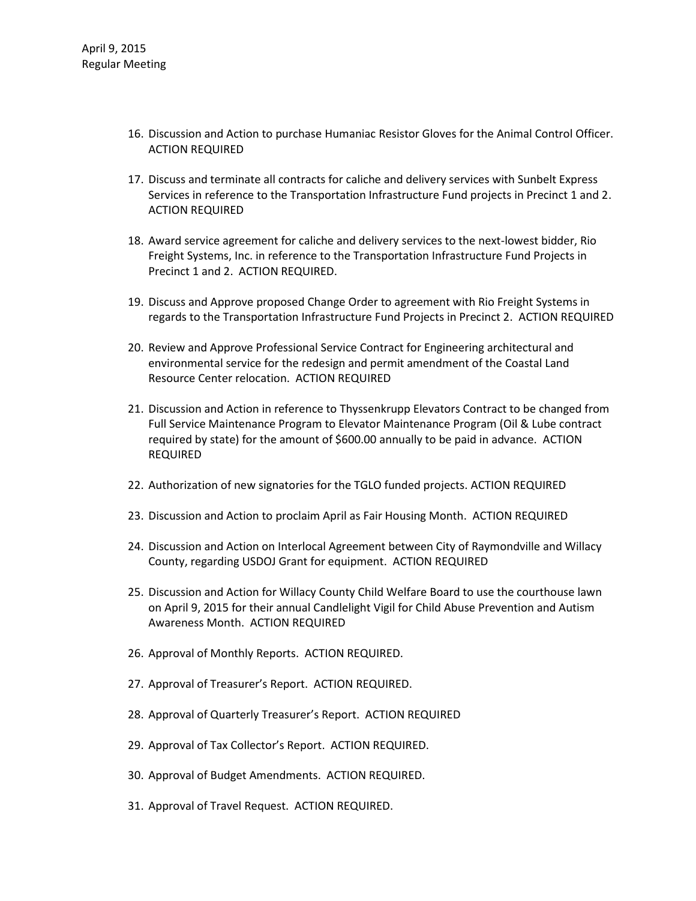16. Discussion and Action to purchase Humaniac Resistor Gloves for the Animal Control Officer. ACTION REQUIRED

17. Discuss and terminate all contracts for caliche and delivery services with Sunbelt Express Services in reference to the Transportation Infrastructure Fund projects in Precinct 1 and 2. ACTION REQUIRED

18. Award service agreement for caliche and delivery services to the next-lowest bidder, Rio Freight Systems, Inc. in reference to the Transportation Infrastructure Fund Projects in Precinct 1 and 2. ACTION REQUIRED.

19. Discuss and Approve proposed Change Order to agreement with Rio Freight Systems in regards to the Transportation Infrastructure Fund Projects in Precinct 2. ACTION REQUIRED

20. Review and Approve Professional Service Contract for Engineering architectural and environmental service for the redesign and permit amendment of the Coastal Land Resource Center relocation. ACTION REQUIRED

21. Discussion and Action in reference to Thyssenkrupp Elevators Contract to be changed from Full Service Maintenance Program to Elevator Maintenance Program (Oil & Lube contract required by state) for the amount of $600.00 annually to be paid in advance. ACTION REQUIRED

22. Authorization of new signatories for the TGLO funded projects. ACTION REQUIRED

23. Discussion and Action to proclaim April as Fair Housing Month. ACTION REQUIRED

24. Discussion and Action on Interlocal Agreement between City of Raymondville and Willacy County, regarding USDOJ Grant for equipment. ACTION REQUIRED

25. Discussion and Action for Willacy County Child Welfare Board to use the courthouse lawn on April 9, 2015 for their annual Candlelight Vigil for Child Abuse Prevention and Autism Awareness Month. ACTION REQUIRED

26. Approval of Monthly Reports. ACTION REQUIRED.

27. Approval of Treasurer's Report. ACTION REQUIRED.

28. Approval of Quarterly Treasurer's Report. ACTION REQUIRED

29. Approval of Tax Collector's Report. ACTION REQUIRED.

30. Approval of Budget Amendments. ACTION REQUIRED.

31. Approval of Travel Request. ACTION REQUIRED.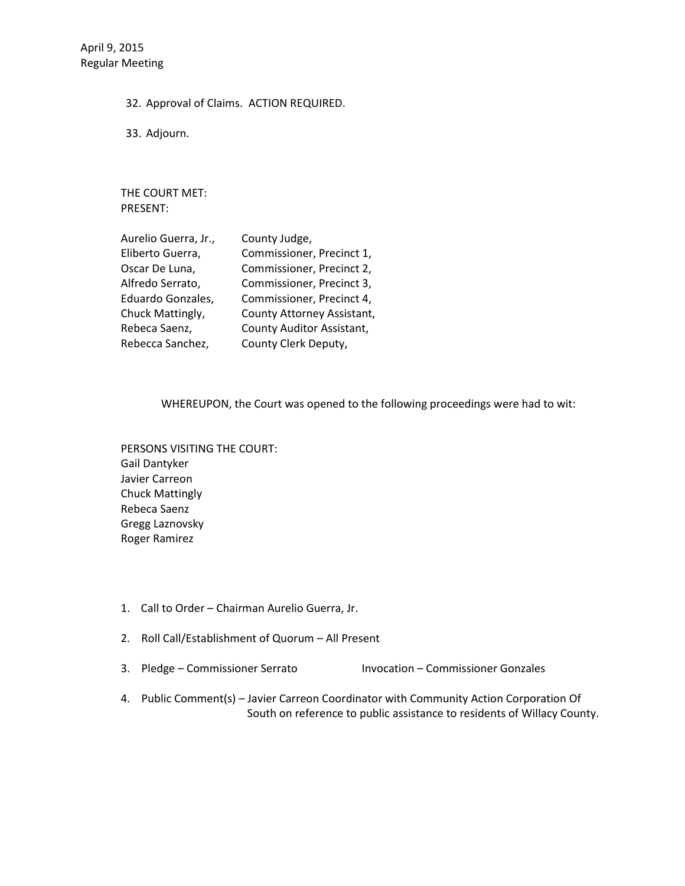32. Approval of Claims. ACTION REQUIRED.

33. Adjourn.

THE COURT MET:
PRESENT:

| | |
|---|---|
| Aurelio Guerra, Jr., | County Judge, |
| Eliberto Guerra, | Commissioner, Precinct 1, |
| Oscar De Luna, | Commissioner, Precinct 2, |
| Alfredo Serrato, | Commissioner, Precinct 3, |
| Eduardo Gonzales, | Commissioner, Precinct 4, |
| Chuck Mattingly, | County Attorney Assistant, |
| Rebeca Saenz, | County Auditor Assistant, |
| Rebecca Sanchez, | County Clerk Deputy, |

WHEREUPON, the Court was opened to the following proceedings were had to wit:

PERSONS VISITING THE COURT:
Gail Dantyker
Javier Carreon
Chuck Mattingly
Rebeca Saenz
Gregg Laznovsky
Roger Ramirez

1. Call to Order – Chairman Aurelio Guerra, Jr.

2. Roll Call/Establishment of Quorum – All Present

3. Pledge – Commissioner Serrato Invocation – Commissioner Gonzales

4. Public Comment(s) – Javier Carreon Coordinator with Community Action Corporation Of South on reference to public assistance to residents of Willacy County.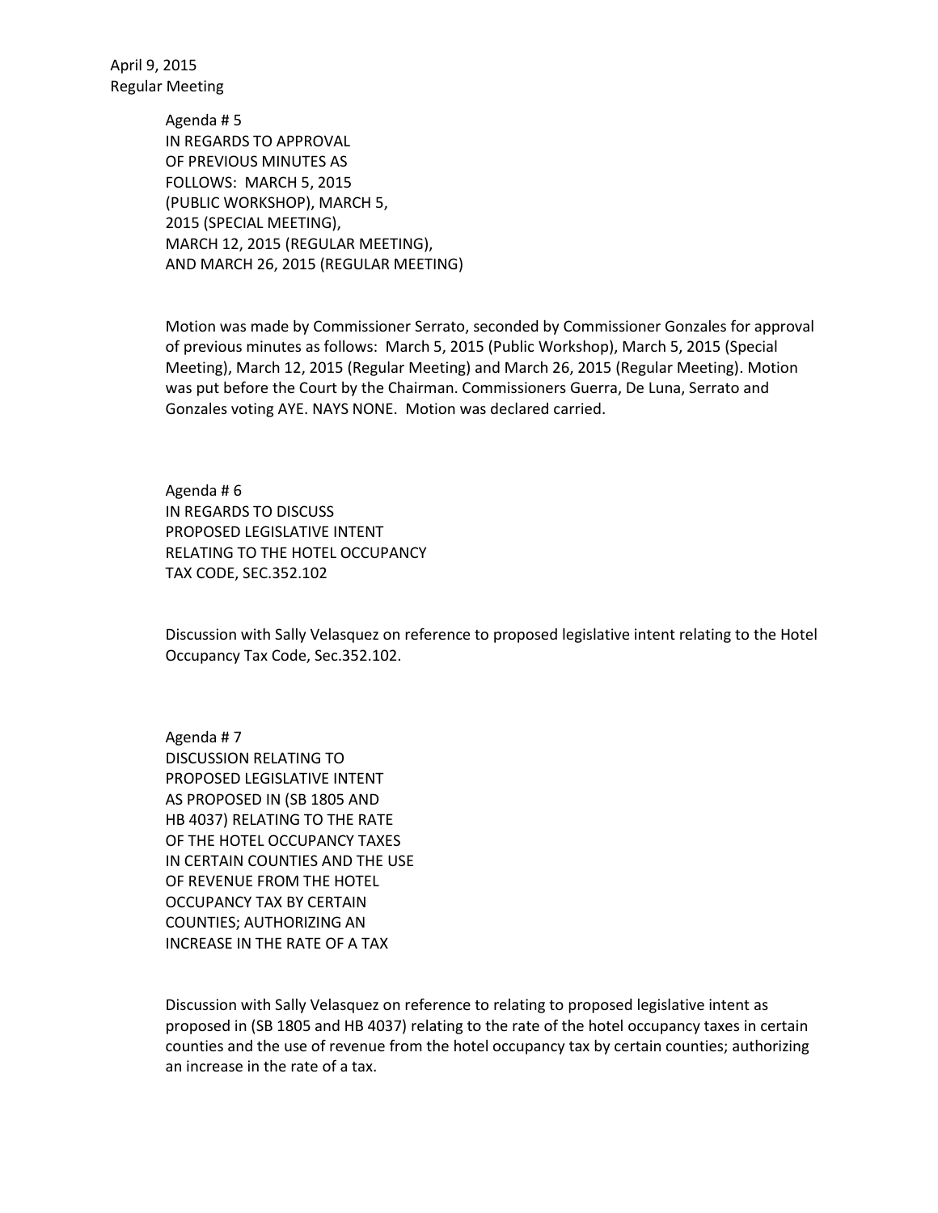April 9, 2015
Regular Meeting

Agenda # 5
IN REGARDS TO APPROVAL
OF PREVIOUS MINUTES AS
FOLLOWS: MARCH 5, 2015
(PUBLIC WORKSHOP), MARCH 5,
2015 (SPECIAL MEETING),
MARCH 12, 2015 (REGULAR MEETING),
AND MARCH 26, 2015 (REGULAR MEETING)

Motion was made by Commissioner Serrato, seconded by Commissioner Gonzales for approval of previous minutes as follows: March 5, 2015 (Public Workshop), March 5, 2015 (Special Meeting), March 12, 2015 (Regular Meeting) and March 26, 2015 (Regular Meeting). Motion was put before the Court by the Chairman. Commissioners Guerra, De Luna, Serrato and Gonzales voting AYE. NAYS NONE. Motion was declared carried.

Agenda # 6
IN REGARDS TO DISCUSS
PROPOSED LEGISLATIVE INTENT
RELATING TO THE HOTEL OCCUPANCY
TAX CODE, SEC.352.102

Discussion with Sally Velasquez on reference to proposed legislative intent relating to the Hotel Occupancy Tax Code, Sec.352.102.

Agenda # 7
DISCUSSION RELATING TO
PROPOSED LEGISLATIVE INTENT
AS PROPOSED IN (SB 1805 AND
HB 4037) RELATING TO THE RATE
OF THE HOTEL OCCUPANCY TAXES
IN CERTAIN COUNTIES AND THE USE
OF REVENUE FROM THE HOTEL
OCCUPANCY TAX BY CERTAIN
COUNTIES; AUTHORIZING AN
INCREASE IN THE RATE OF A TAX

Discussion with Sally Velasquez on reference to relating to proposed legislative intent as proposed in (SB 1805 and HB 4037) relating to the rate of the hotel occupancy taxes in certain counties and the use of revenue from the hotel occupancy tax by certain counties; authorizing an increase in the rate of a tax.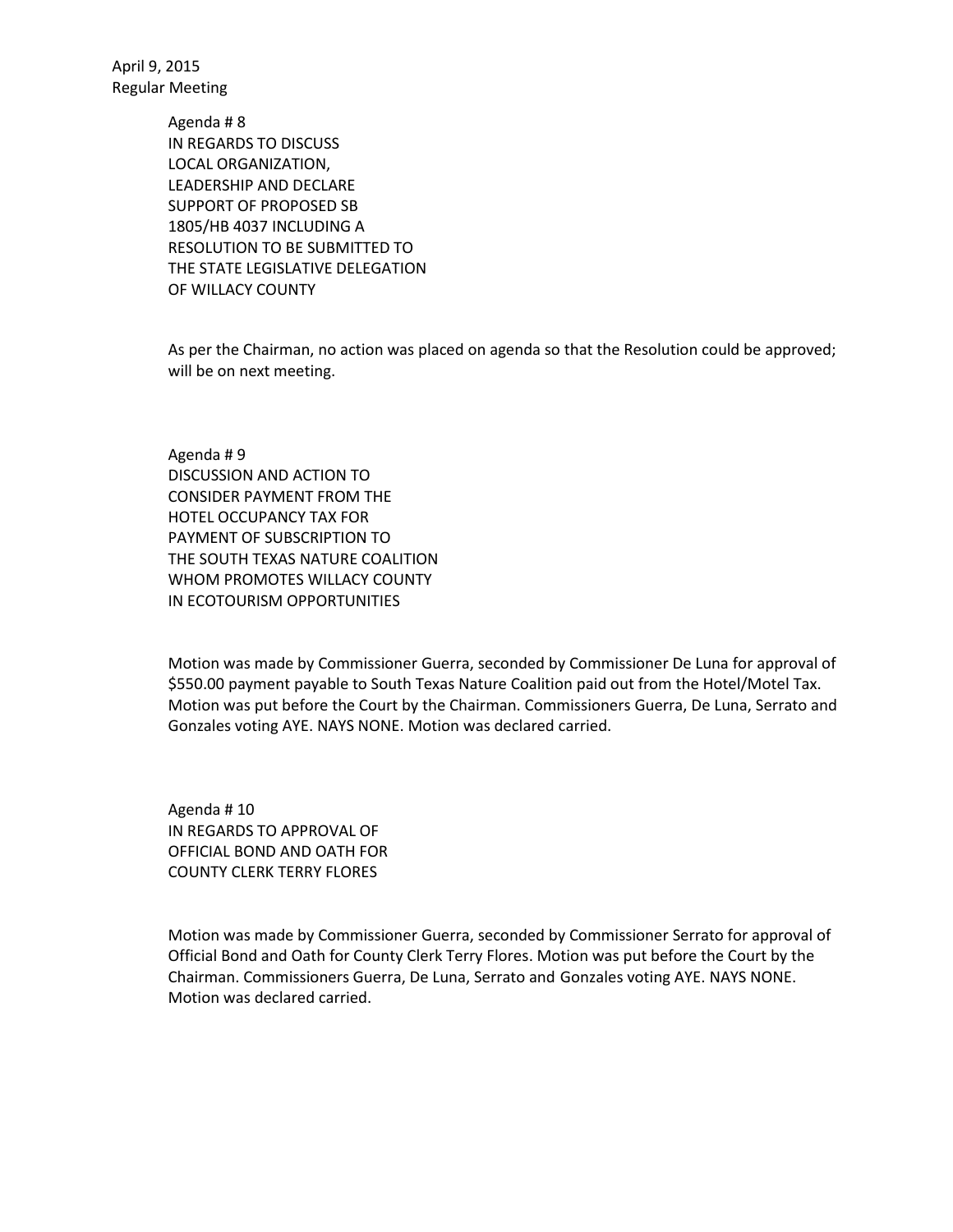April 9, 2015
Regular Meeting

Agenda # 8
IN REGARDS TO DISCUSS
LOCAL ORGANIZATION,
LEADERSHIP AND DECLARE
SUPPORT OF PROPOSED SB
1805/HB 4037 INCLUDING A
RESOLUTION TO BE SUBMITTED TO
THE STATE LEGISLATIVE DELEGATION
OF WILLACY COUNTY

As per the Chairman, no action was placed on agenda so that the Resolution could be approved; will be on next meeting.

Agenda # 9
DISCUSSION AND ACTION TO
CONSIDER PAYMENT FROM THE
HOTEL OCCUPANCY TAX FOR
PAYMENT OF SUBSCRIPTION TO
THE SOUTH TEXAS NATURE COALITION
WHOM PROMOTES WILLACY COUNTY
IN ECOTOURISM OPPORTUNITIES

Motion was made by Commissioner Guerra, seconded by Commissioner De Luna for approval of $550.00 payment payable to South Texas Nature Coalition paid out from the Hotel/Motel Tax. Motion was put before the Court by the Chairman. Commissioners Guerra, De Luna, Serrato and Gonzales voting AYE. NAYS NONE. Motion was declared carried.

Agenda # 10
IN REGARDS TO APPROVAL OF
OFFICIAL BOND AND OATH FOR
COUNTY CLERK TERRY FLORES

Motion was made by Commissioner Guerra, seconded by Commissioner Serrato for approval of Official Bond and Oath for County Clerk Terry Flores. Motion was put before the Court by the Chairman. Commissioners Guerra, De Luna, Serrato and Gonzales voting AYE. NAYS NONE. Motion was declared carried.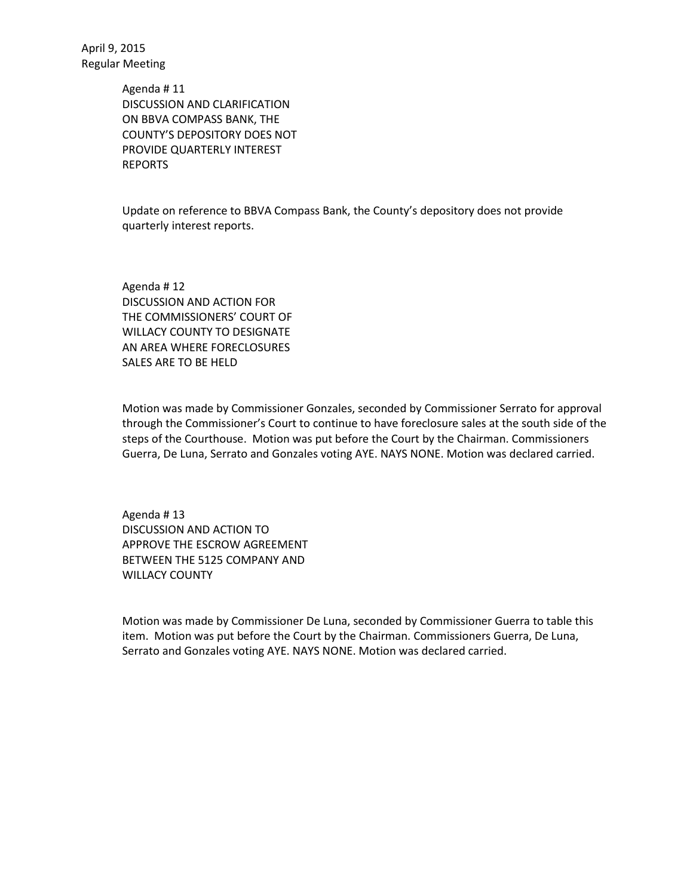April 9, 2015
Regular Meeting

Agenda # 11
DISCUSSION AND CLARIFICATION ON BBVA COMPASS BANK, THE COUNTY'S DEPOSITORY DOES NOT PROVIDE QUARTERLY INTEREST REPORTS

Update on reference to BBVA Compass Bank, the County's depository does not provide quarterly interest reports.

Agenda # 12
DISCUSSION AND ACTION FOR THE COMMISSIONERS' COURT OF WILLACY COUNTY TO DESIGNATE AN AREA WHERE FORECLOSURES SALES ARE TO BE HELD

Motion was made by Commissioner Gonzales, seconded by Commissioner Serrato for approval through the Commissioner's Court to continue to have foreclosure sales at the south side of the steps of the Courthouse. Motion was put before the Court by the Chairman. Commissioners Guerra, De Luna, Serrato and Gonzales voting AYE. NAYS NONE. Motion was declared carried.

Agenda # 13
DISCUSSION AND ACTION TO APPROVE THE ESCROW AGREEMENT BETWEEN THE 5125 COMPANY AND WILLACY COUNTY

Motion was made by Commissioner De Luna, seconded by Commissioner Guerra to table this item. Motion was put before the Court by the Chairman. Commissioners Guerra, De Luna, Serrato and Gonzales voting AYE. NAYS NONE. Motion was declared carried.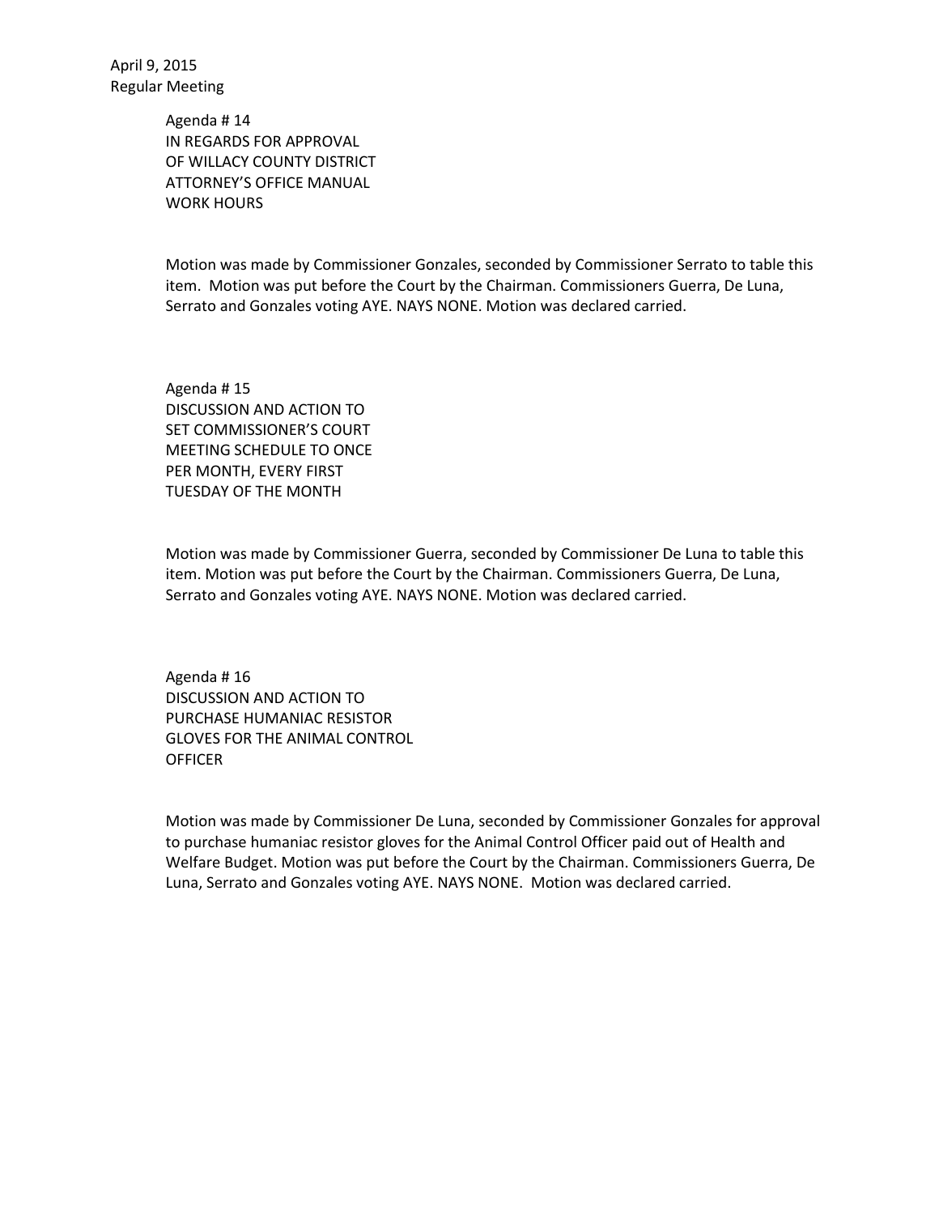April 9, 2015
Regular Meeting

Agenda # 14
IN REGARDS FOR APPROVAL
OF WILLACY COUNTY DISTRICT
ATTORNEY'S OFFICE MANUAL
WORK HOURS

Motion was made by Commissioner Gonzales, seconded by Commissioner Serrato to table this item. Motion was put before the Court by the Chairman. Commissioners Guerra, De Luna, Serrato and Gonzales voting AYE. NAYS NONE. Motion was declared carried.

Agenda # 15
DISCUSSION AND ACTION TO
SET COMMISSIONER'S COURT
MEETING SCHEDULE TO ONCE
PER MONTH, EVERY FIRST
TUESDAY OF THE MONTH

Motion was made by Commissioner Guerra, seconded by Commissioner De Luna to table this item. Motion was put before the Court by the Chairman. Commissioners Guerra, De Luna, Serrato and Gonzales voting AYE. NAYS NONE. Motion was declared carried.

Agenda # 16
DISCUSSION AND ACTION TO
PURCHASE HUMANIAC RESISTOR
GLOVES FOR THE ANIMAL CONTROL
OFFICER

Motion was made by Commissioner De Luna, seconded by Commissioner Gonzales for approval to purchase humaniac resistor gloves for the Animal Control Officer paid out of Health and Welfare Budget. Motion was put before the Court by the Chairman. Commissioners Guerra, De Luna, Serrato and Gonzales voting AYE. NAYS NONE. Motion was declared carried.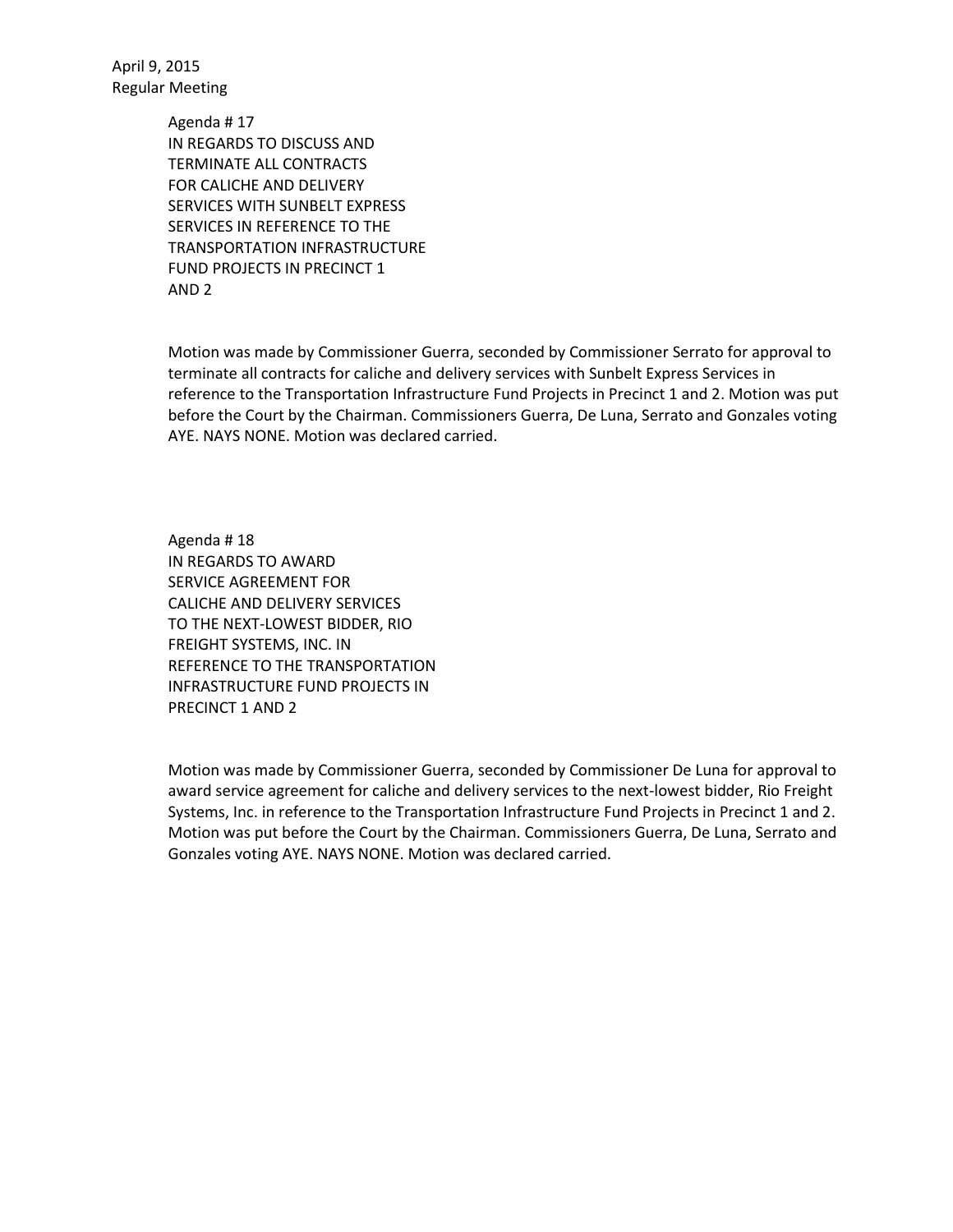April 9, 2015
Regular Meeting

Agenda # 17
IN REGARDS TO DISCUSS AND TERMINATE ALL CONTRACTS FOR CALICHE AND DELIVERY SERVICES WITH SUNBELT EXPRESS SERVICES IN REFERENCE TO THE TRANSPORTATION INFRASTRUCTURE FUND PROJECTS IN PRECINCT 1 AND 2

Motion was made by Commissioner Guerra, seconded by Commissioner Serrato for approval to terminate all contracts for caliche and delivery services with Sunbelt Express Services in reference to the Transportation Infrastructure Fund Projects in Precinct 1 and 2. Motion was put before the Court by the Chairman. Commissioners Guerra, De Luna, Serrato and Gonzales voting AYE. NAYS NONE. Motion was declared carried.

Agenda # 18
IN REGARDS TO AWARD SERVICE AGREEMENT FOR CALICHE AND DELIVERY SERVICES TO THE NEXT-LOWEST BIDDER, RIO FREIGHT SYSTEMS, INC. IN REFERENCE TO THE TRANSPORTATION INFRASTRUCTURE FUND PROJECTS IN PRECINCT 1 AND 2

Motion was made by Commissioner Guerra, seconded by Commissioner De Luna for approval to award service agreement for caliche and delivery services to the next-lowest bidder, Rio Freight Systems, Inc. in reference to the Transportation Infrastructure Fund Projects in Precinct 1 and 2. Motion was put before the Court by the Chairman. Commissioners Guerra, De Luna, Serrato and Gonzales voting AYE. NAYS NONE. Motion was declared carried.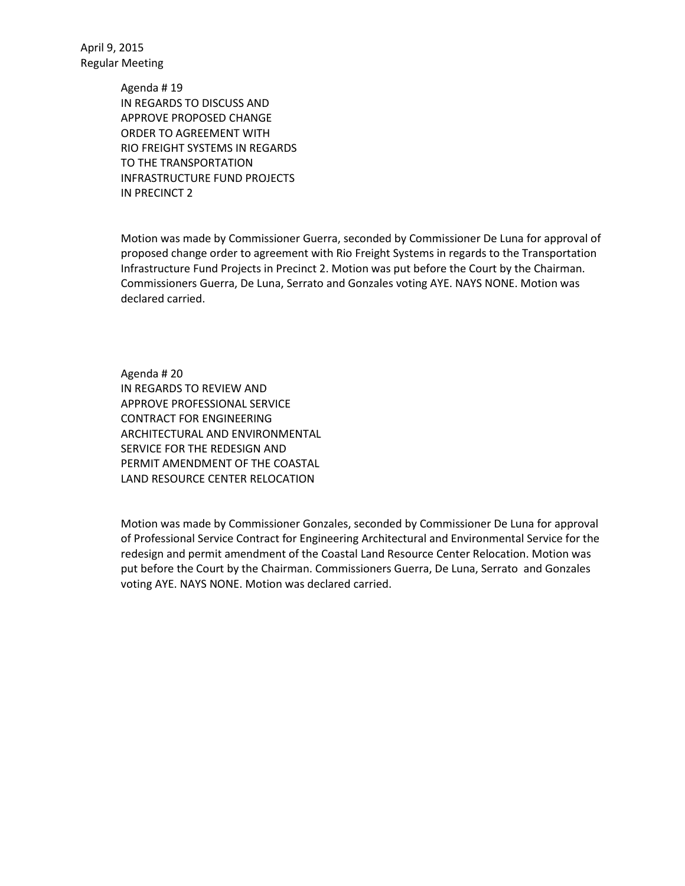April 9, 2015
Regular Meeting

Agenda # 19
IN REGARDS TO DISCUSS AND
APPROVE PROPOSED CHANGE
ORDER TO AGREEMENT WITH
RIO FREIGHT SYSTEMS IN REGARDS
TO THE TRANSPORTATION
INFRASTRUCTURE FUND PROJECTS
IN PRECINCT 2

Motion was made by Commissioner Guerra, seconded by Commissioner De Luna for approval of proposed change order to agreement with Rio Freight Systems in regards to the Transportation Infrastructure Fund Projects in Precinct 2. Motion was put before the Court by the Chairman. Commissioners Guerra, De Luna, Serrato and Gonzales voting AYE. NAYS NONE. Motion was declared carried.

Agenda # 20
IN REGARDS TO REVIEW AND
APPROVE PROFESSIONAL SERVICE
CONTRACT FOR ENGINEERING
ARCHITECTURAL AND ENVIRONMENTAL
SERVICE FOR THE REDESIGN AND
PERMIT AMENDMENT OF THE COASTAL
LAND RESOURCE CENTER RELOCATION

Motion was made by Commissioner Gonzales, seconded by Commissioner De Luna for approval of Professional Service Contract for Engineering Architectural and Environmental Service for the redesign and permit amendment of the Coastal Land Resource Center Relocation. Motion was put before the Court by the Chairman. Commissioners Guerra, De Luna, Serrato and Gonzales voting AYE. NAYS NONE. Motion was declared carried.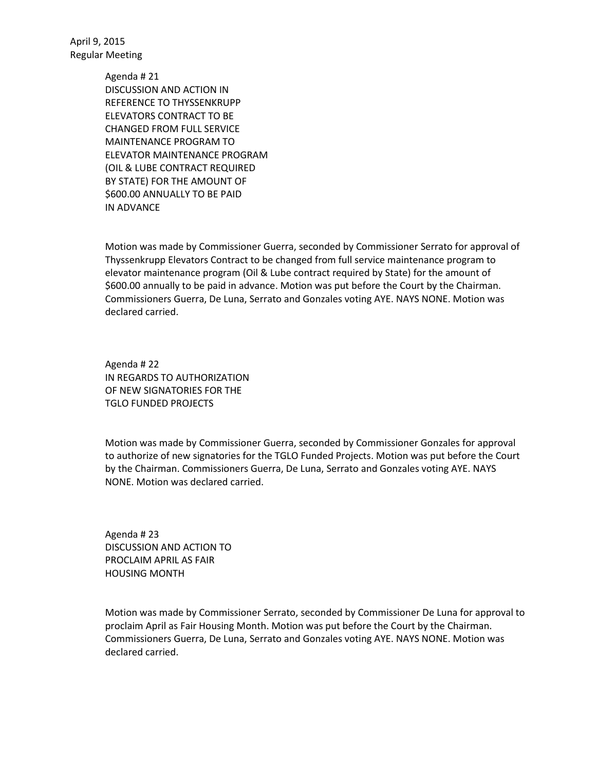April 9, 2015
Regular Meeting

Agenda # 21
DISCUSSION AND ACTION IN REFERENCE TO THYSSENKRUPP ELEVATORS CONTRACT TO BE CHANGED FROM FULL SERVICE MAINTENANCE PROGRAM TO ELEVATOR MAINTENANCE PROGRAM (OIL & LUBE CONTRACT REQUIRED BY STATE) FOR THE AMOUNT OF $600.00 ANNUALLY TO BE PAID IN ADVANCE

Motion was made by Commissioner Guerra, seconded by Commissioner Serrato for approval of Thyssenkrupp Elevators Contract to be changed from full service maintenance program to elevator maintenance program (Oil & Lube contract required by State) for the amount of $600.00 annually to be paid in advance. Motion was put before the Court by the Chairman. Commissioners Guerra, De Luna, Serrato and Gonzales voting AYE. NAYS NONE. Motion was declared carried.

Agenda # 22
IN REGARDS TO AUTHORIZATION OF NEW SIGNATORIES FOR THE TGLO FUNDED PROJECTS

Motion was made by Commissioner Guerra, seconded by Commissioner Gonzales for approval to authorize of new signatories for the TGLO Funded Projects. Motion was put before the Court by the Chairman. Commissioners Guerra, De Luna, Serrato and Gonzales voting AYE. NAYS NONE. Motion was declared carried.

Agenda # 23
DISCUSSION AND ACTION TO PROCLAIM APRIL AS FAIR HOUSING MONTH

Motion was made by Commissioner Serrato, seconded by Commissioner De Luna for approval to proclaim April as Fair Housing Month. Motion was put before the Court by the Chairman. Commissioners Guerra, De Luna, Serrato and Gonzales voting AYE. NAYS NONE. Motion was declared carried.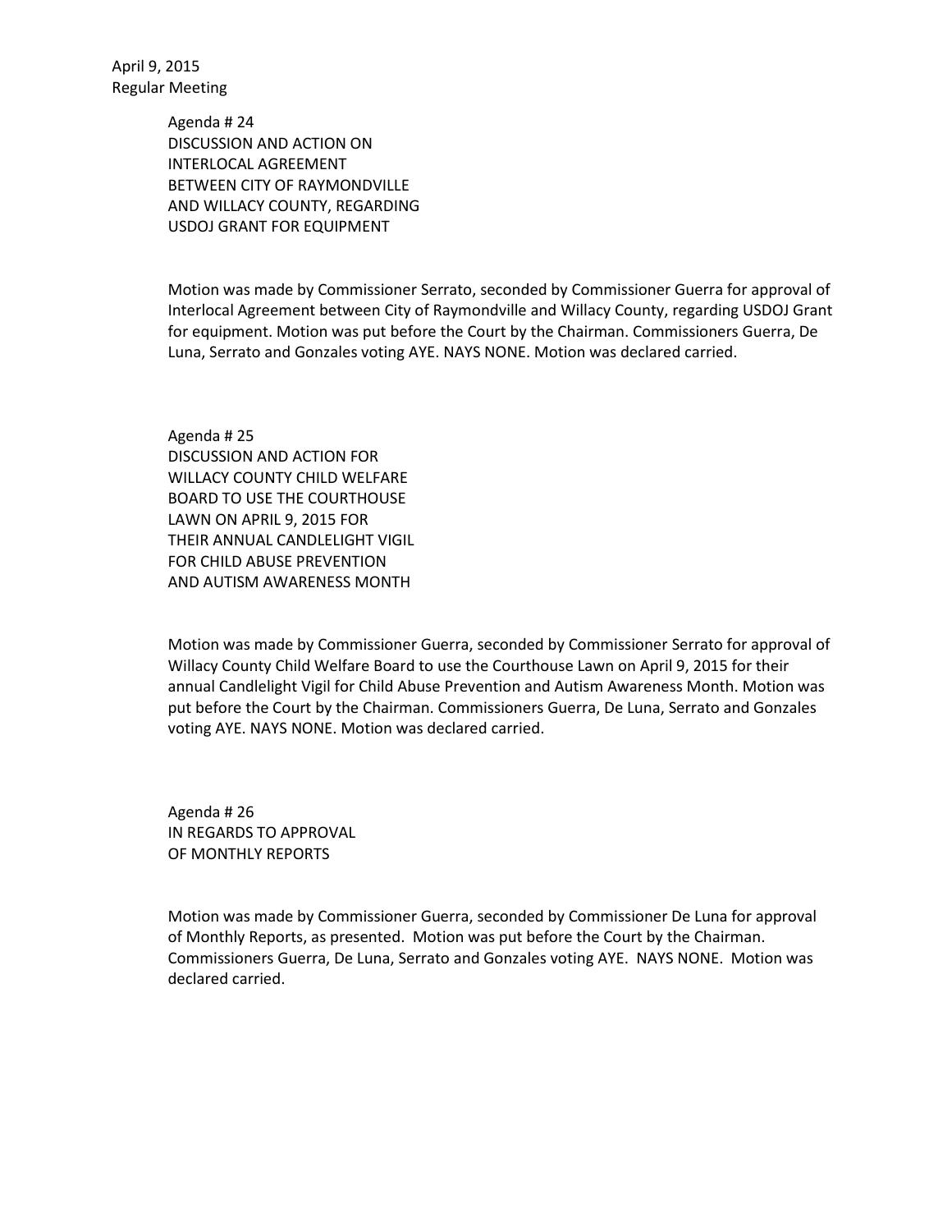Agenda # 24
DISCUSSION AND ACTION ON
INTERLOCAL AGREEMENT
BETWEEN CITY OF RAYMONDVILLE
AND WILLACY COUNTY, REGARDING
USDOJ GRANT FOR EQUIPMENT

Motion was made by Commissioner Serrato, seconded by Commissioner Guerra for approval of Interlocal Agreement between City of Raymondville and Willacy County, regarding USDOJ Grant for equipment. Motion was put before the Court by the Chairman. Commissioners Guerra, De Luna, Serrato and Gonzales voting AYE. NAYS NONE. Motion was declared carried.

Agenda # 25
DISCUSSION AND ACTION FOR
WILLACY COUNTY CHILD WELFARE
BOARD TO USE THE COURTHOUSE
LAWN ON APRIL 9, 2015 FOR
THEIR ANNUAL CANDLELIGHT VIGIL
FOR CHILD ABUSE PREVENTION
AND AUTISM AWARENESS MONTH

Motion was made by Commissioner Guerra, seconded by Commissioner Serrato for approval of Willacy County Child Welfare Board to use the Courthouse Lawn on April 9, 2015 for their annual Candlelight Vigil for Child Abuse Prevention and Autism Awareness Month. Motion was put before the Court by the Chairman. Commissioners Guerra, De Luna, Serrato and Gonzales voting AYE. NAYS NONE. Motion was declared carried.

Agenda # 26
IN REGARDS TO APPROVAL
OF MONTHLY REPORTS

Motion was made by Commissioner Guerra, seconded by Commissioner De Luna for approval of Monthly Reports, as presented. Motion was put before the Court by the Chairman. Commissioners Guerra, De Luna, Serrato and Gonzales voting AYE. NAYS NONE. Motion was declared carried.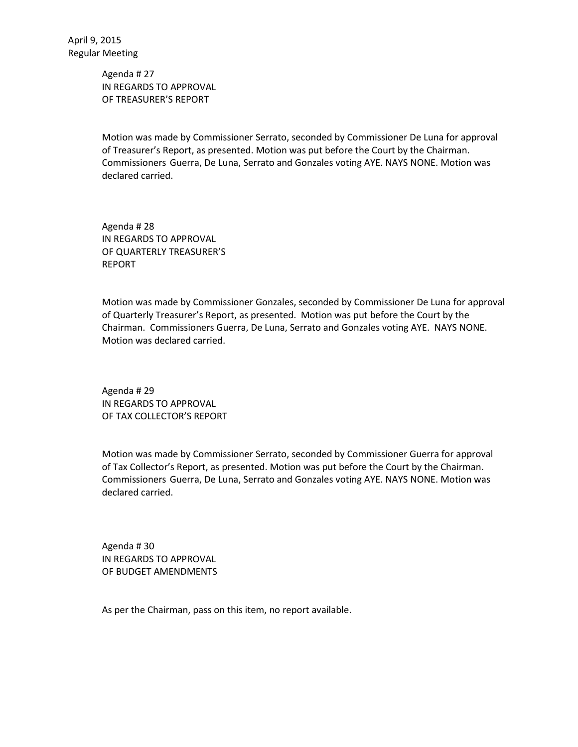April 9, 2015
Regular Meeting

Agenda # 27
IN REGARDS TO APPROVAL
OF TREASURER'S REPORT

Motion was made by Commissioner Serrato, seconded by Commissioner De Luna for approval of Treasurer's Report, as presented. Motion was put before the Court by the Chairman. Commissioners Guerra, De Luna, Serrato and Gonzales voting AYE. NAYS NONE. Motion was declared carried.

Agenda # 28
IN REGARDS TO APPROVAL
OF QUARTERLY TREASURER'S
REPORT

Motion was made by Commissioner Gonzales, seconded by Commissioner De Luna for approval of Quarterly Treasurer's Report, as presented. Motion was put before the Court by the Chairman. Commissioners Guerra, De Luna, Serrato and Gonzales voting AYE. NAYS NONE. Motion was declared carried.

Agenda # 29
IN REGARDS TO APPROVAL
OF TAX COLLECTOR'S REPORT

Motion was made by Commissioner Serrato, seconded by Commissioner Guerra for approval of Tax Collector's Report, as presented. Motion was put before the Court by the Chairman. Commissioners Guerra, De Luna, Serrato and Gonzales voting AYE. NAYS NONE. Motion was declared carried.

Agenda # 30
IN REGARDS TO APPROVAL
OF BUDGET AMENDMENTS

As per the Chairman, pass on this item, no report available.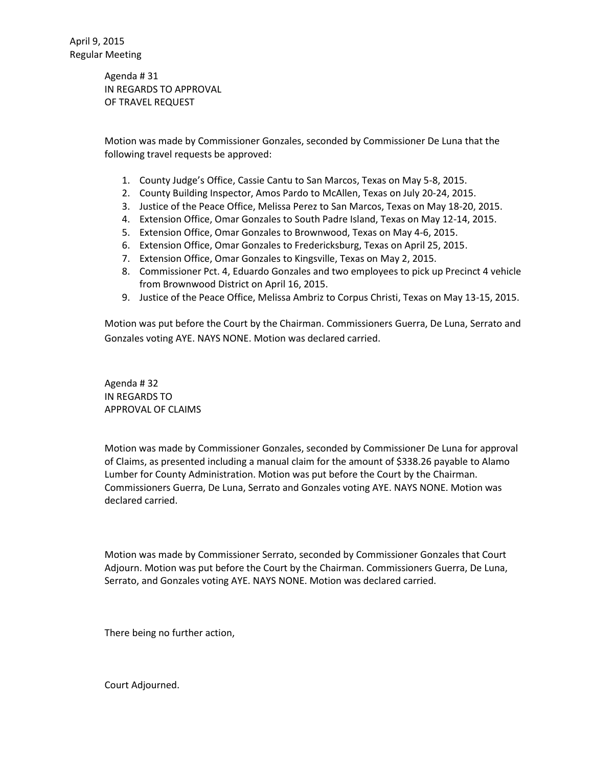April 9, 2015
Regular Meeting

Agenda # 31
IN REGARDS TO APPROVAL
OF TRAVEL REQUEST

Motion was made by Commissioner Gonzales, seconded by Commissioner De Luna that the following travel requests be approved:

1. County Judge's Office, Cassie Cantu to San Marcos, Texas on May 5-8, 2015.
2. County Building Inspector, Amos Pardo to McAllen, Texas on July 20-24, 2015.
3. Justice of the Peace Office, Melissa Perez to San Marcos, Texas on May 18-20, 2015.
4. Extension Office, Omar Gonzales to South Padre Island, Texas on May 12-14, 2015.
5. Extension Office, Omar Gonzales to Brownwood, Texas on May 4-6, 2015.
6. Extension Office, Omar Gonzales to Fredericksburg, Texas on April 25, 2015.
7. Extension Office, Omar Gonzales to Kingsville, Texas on May 2, 2015.
8. Commissioner Pct. 4, Eduardo Gonzales and two employees to pick up Precinct 4 vehicle from Brownwood District on April 16, 2015.
9. Justice of the Peace Office, Melissa Ambriz to Corpus Christi, Texas on May 13-15, 2015.

Motion was put before the Court by the Chairman. Commissioners Guerra, De Luna, Serrato and Gonzales voting AYE. NAYS NONE. Motion was declared carried.

Agenda # 32
IN REGARDS TO
APPROVAL OF CLAIMS

Motion was made by Commissioner Gonzales, seconded by Commissioner De Luna for approval of Claims, as presented including a manual claim for the amount of $338.26 payable to Alamo Lumber for County Administration. Motion was put before the Court by the Chairman. Commissioners Guerra, De Luna, Serrato and Gonzales voting AYE. NAYS NONE. Motion was declared carried.

Motion was made by Commissioner Serrato, seconded by Commissioner Gonzales that Court Adjourn. Motion was put before the Court by the Chairman. Commissioners Guerra, De Luna, Serrato, and Gonzales voting AYE. NAYS NONE. Motion was declared carried.

There being no further action,

Court Adjourned.